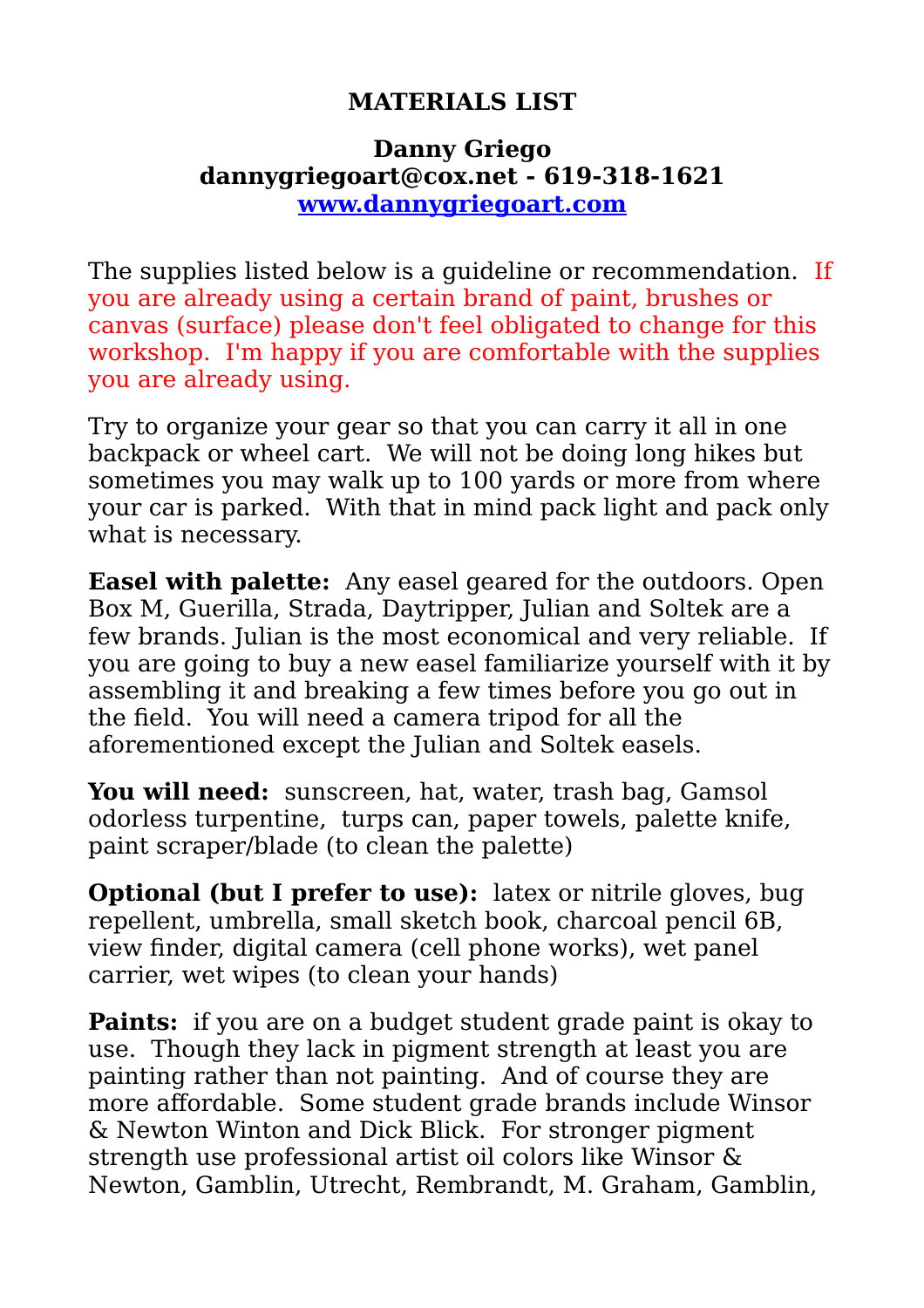# MATERIALS LIST

## Danny Griego

**dannygriegoart@cox.net - 619-318-1621**
**[www.dannygriegoart.com](http://www.dannygriegoart.com)**

The supplies listed below is a guideline or recommendation. If you are already using a certain brand of paint, brushes or canvas (surface) please don't feel obligated to change for this workshop. I'm happy if you are comfortable with the supplies you are already using.

Try to organize your gear so that you can carry it all in one backpack or wheel cart. We will not be doing long hikes but sometimes you may walk up to 100 yards or more from where your car is parked. With that in mind pack light and pack only what is necessary.

**Easel with palette:** Any easel geared for the outdoors. Open Box M, Guerilla, Strada, Daytripper, Julian and Soltek are a few brands. Julian is the most economical and very reliable. If you are going to buy a new easel familiarize yourself with it by assembling it and breaking a few times before you go out in the field. You will need a camera tripod for all the aforementioned except the Julian and Soltek easels.

**You will need:** sunscreen, hat, water, trash bag, Gamsol odorless turpentine, turps can, paper towels, palette knife, paint scraper/blade (to clean the palette)

**Optional (but I prefer to use):** latex or nitrile gloves, bug repellent, umbrella, small sketch book, charcoal pencil 6B, view finder, digital camera (cell phone works), wet panel carrier, wet wipes (to clean your hands)

**Paints:** if you are on a budget student grade paint is okay to use. Though they lack in pigment strength at least you are painting rather than not painting. And of course they are more affordable. Some student grade brands include Winsor & Newton Winton and Dick Blick. For stronger pigment strength use professional artist oil colors like Winsor & Newton, Gamblin, Utrecht, Rembrandt, M. Graham, Gamblin,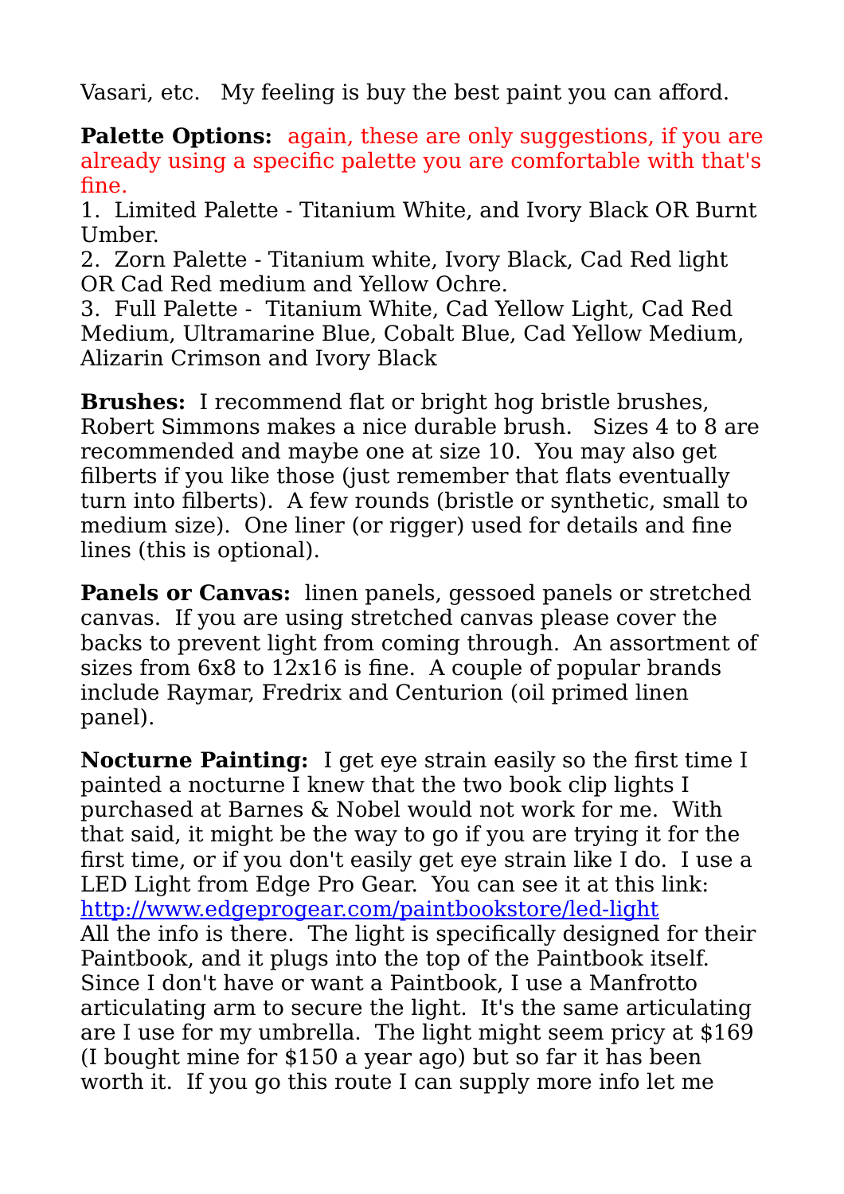Vasari, etc. My feeling is buy the best paint you can afford.

**Palette Options:** again, these are only suggestions, if you are already using a specific palette you are comfortable with that's fine.

1. Limited Palette - Titanium White, and Ivory Black OR Burnt Umber.
2. Zorn Palette - Titanium white, Ivory Black, Cad Red light OR Cad Red medium and Yellow Ochre.
3. Full Palette - Titanium White, Cad Yellow Light, Cad Red Medium, Ultramarine Blue, Cobalt Blue, Cad Yellow Medium, Alizarin Crimson and Ivory Black

**Brushes:** I recommend flat or bright hog bristle brushes, Robert Simmons makes a nice durable brush. Sizes 4 to 8 are recommended and maybe one at size 10. You may also get filberts if you like those (just remember that flats eventually turn into filberts). A few rounds (bristle or synthetic, small to medium size). One liner (or rigger) used for details and fine lines (this is optional).

**Panels or Canvas:** linen panels, gessoed panels or stretched canvas. If you are using stretched canvas please cover the backs to prevent light from coming through. An assortment of sizes from 6x8 to 12x16 is fine. A couple of popular brands include Raymar, Fredrix and Centurion (oil primed linen panel).

**Nocturne Painting:** I get eye strain easily so the first time I painted a nocturne I knew that the two book clip lights I purchased at Barnes & Nobel would not work for me. With that said, it might be the way to go if you are trying it for the first time, or if you don't easily get eye strain like I do. I use a LED Light from Edge Pro Gear. You can see it at this link: [http://www.edgeprogear.com/paintbookstore/led-light](http://www.edgeprogear.com/paintbookstore/led-light) All the info is there. The light is specifically designed for their Paintbook, and it plugs into the top of the Paintbook itself. Since I don't have or want a Paintbook, I use a Manfrotto articulating arm to secure the light. It's the same articulating are I use for my umbrella. The light might seem pricy at $169 (I bought mine for $150 a year ago) but so far it has been worth it. If you go this route I can supply more info let me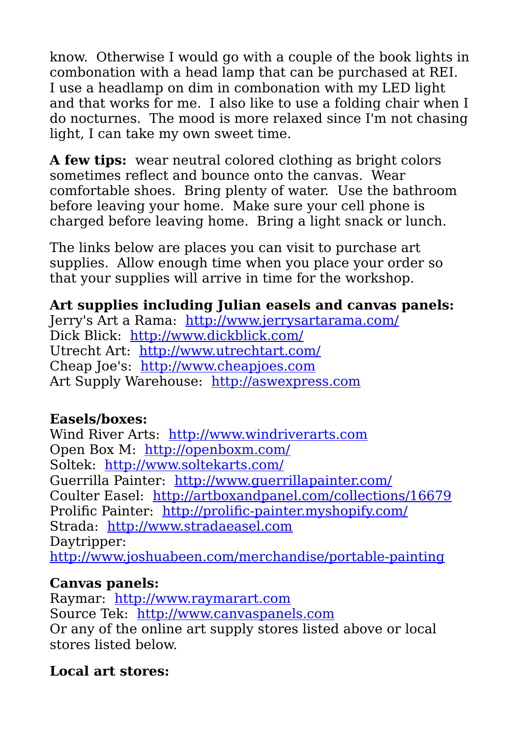know. Otherwise I would go with a couple of the book lights in combonation with a head lamp that can be purchased at REI. I use a headlamp on dim in combonation with my LED light and that works for me. I also like to use a folding chair when I do nocturnes. The mood is more relaxed since I'm not chasing light, I can take my own sweet time.

**A few tips:** wear neutral colored clothing as bright colors sometimes reflect and bounce onto the canvas. Wear comfortable shoes. Bring plenty of water. Use the bathroom before leaving your home. Make sure your cell phone is charged before leaving home. Bring a light snack or lunch.

The links below are places you can visit to purchase art supplies. Allow enough time when you place your order so that your supplies will arrive in time for the workshop.

**Art supplies including Julian easels and canvas panels:**
Jerry's Art a Rama: http://www.jerrysartarama.com/
Dick Blick: http://www.dickblick.com/
Utrecht Art: http://www.utrechtart.com/
Cheap Joe's: http://www.cheapjoes.com
Art Supply Warehouse: http://aswexpress.com

**Easels/boxes:**
Wind River Arts: http://www.windriverarts.com
Open Box M: http://openboxm.com/
Soltek: http://www.soltekarts.com/
Guerrilla Painter: http://www.guerrillapainter.com/
Coulter Easel: http://artboxandpanel.com/collections/16679
Prolific Painter: http://prolific-painter.myshopify.com/
Strada: http://www.stradaeasel.com
Daytripper:
http://www.joshuabeen.com/merchandise/portable-painting

**Canvas panels:**
Raymar: http://www.raymarart.com
Source Tek: http://www.canvaspanels.com
Or any of the online art supply stores listed above or local stores listed below.

**Local art stores:**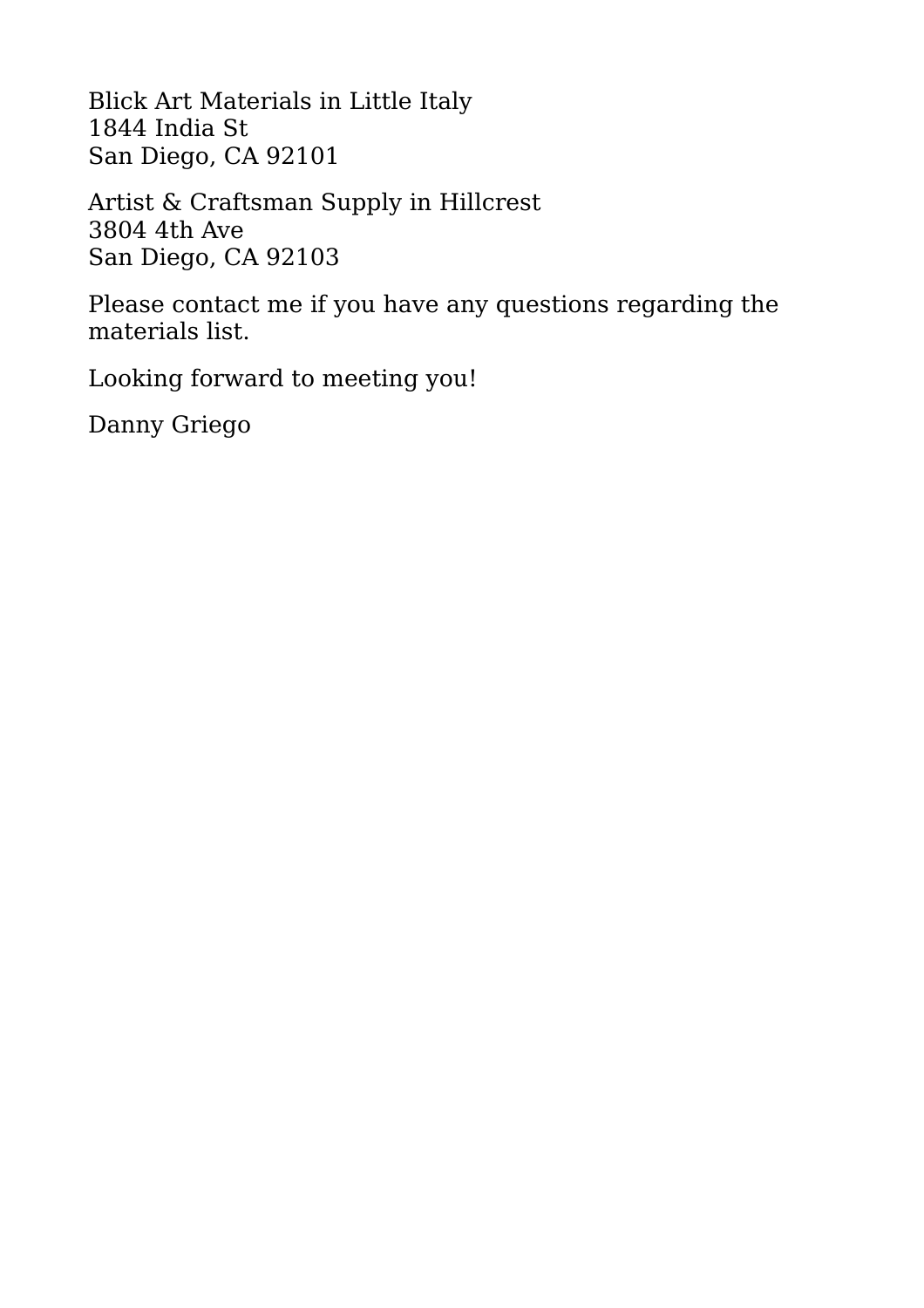Blick Art Materials in Little Italy
1844 India St
San Diego, CA 92101

Artist & Craftsman Supply in Hillcrest
3804 4th Ave
San Diego, CA 92103

Please contact me if you have any questions regarding the materials list.

Looking forward to meeting you!

Danny Griego